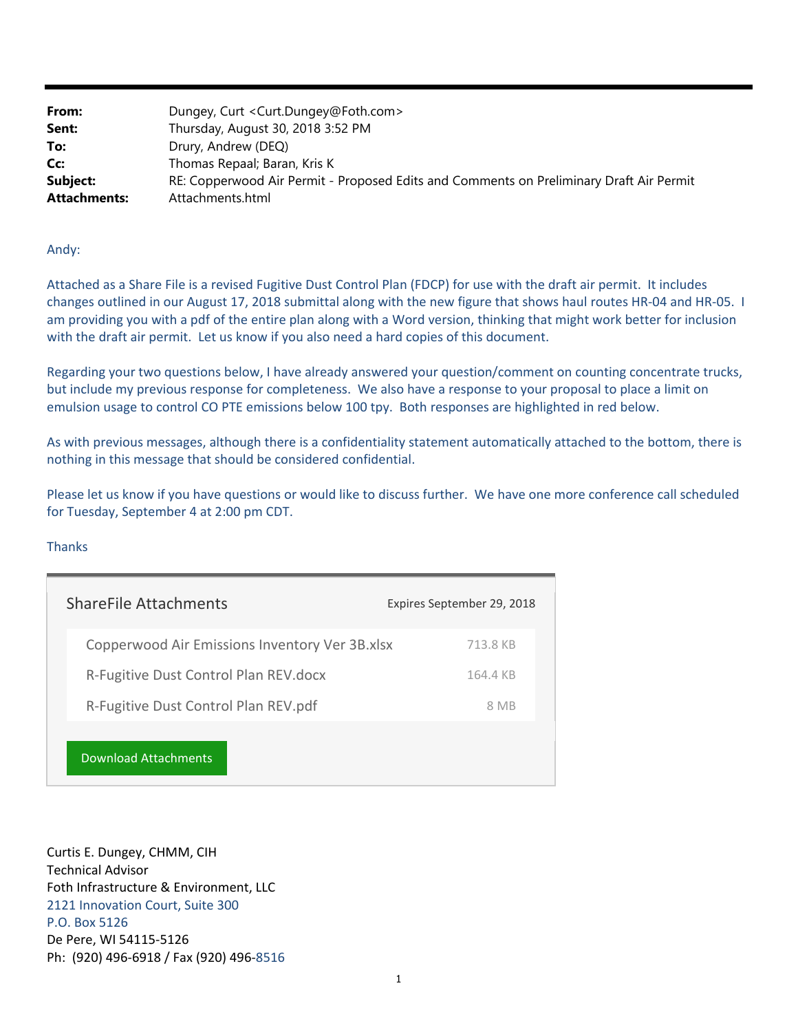| | |
|---|---|
| **From:** | Dungey, Curt <Curt.Dungey@Foth.com> |
| **Sent:** | Thursday, August 30, 2018 3:52 PM |
| **To:** | Drury, Andrew (DEQ) |
| **Cc:** | Thomas Repaal; Baran, Kris K |
| **Subject:** | RE: Copperwood Air Permit - Proposed Edits and Comments on Preliminary Draft Air Permit |
| **Attachments:** | Attachments.html |

Andy:

Attached as a Share File is a revised Fugitive Dust Control Plan (FDCP) for use with the draft air permit. It includes changes outlined in our August 17, 2018 submittal along with the new figure that shows haul routes HR-04 and HR-05. I am providing you with a pdf of the entire plan along with a Word version, thinking that might work better for inclusion with the draft air permit. Let us know if you also need a hard copies of this document.

Regarding your two questions below, I have already answered your question/comment on counting concentrate trucks, but include my previous response for completeness. We also have a response to your proposal to place a limit on emulsion usage to control CO PTE emissions below 100 tpy. Both responses are highlighted in red below.

As with previous messages, although there is a confidentiality statement automatically attached to the bottom, there is nothing in this message that should be considered confidential.

Please let us know if you have questions or would like to discuss further. We have one more conference call scheduled for Tuesday, September 4 at 2:00 pm CDT.

Thanks

**ShareFile Attachments** — Expires September 29, 2018

| File | Size |
|---|---|
| Copperwood Air Emissions Inventory Ver 3B.xlsx | 713.8 KB |
| R-Fugitive Dust Control Plan REV.docx | 164.4 KB |
| R-Fugitive Dust Control Plan REV.pdf | 8 MB |

Download Attachments

Curtis E. Dungey, CHMM, CIH
Technical Advisor
Foth Infrastructure & Environment, LLC
2121 Innovation Court, Suite 300
P.O. Box 5126
De Pere, WI 54115-5126
Ph: (920) 496-6918 / Fax (920) 496-8516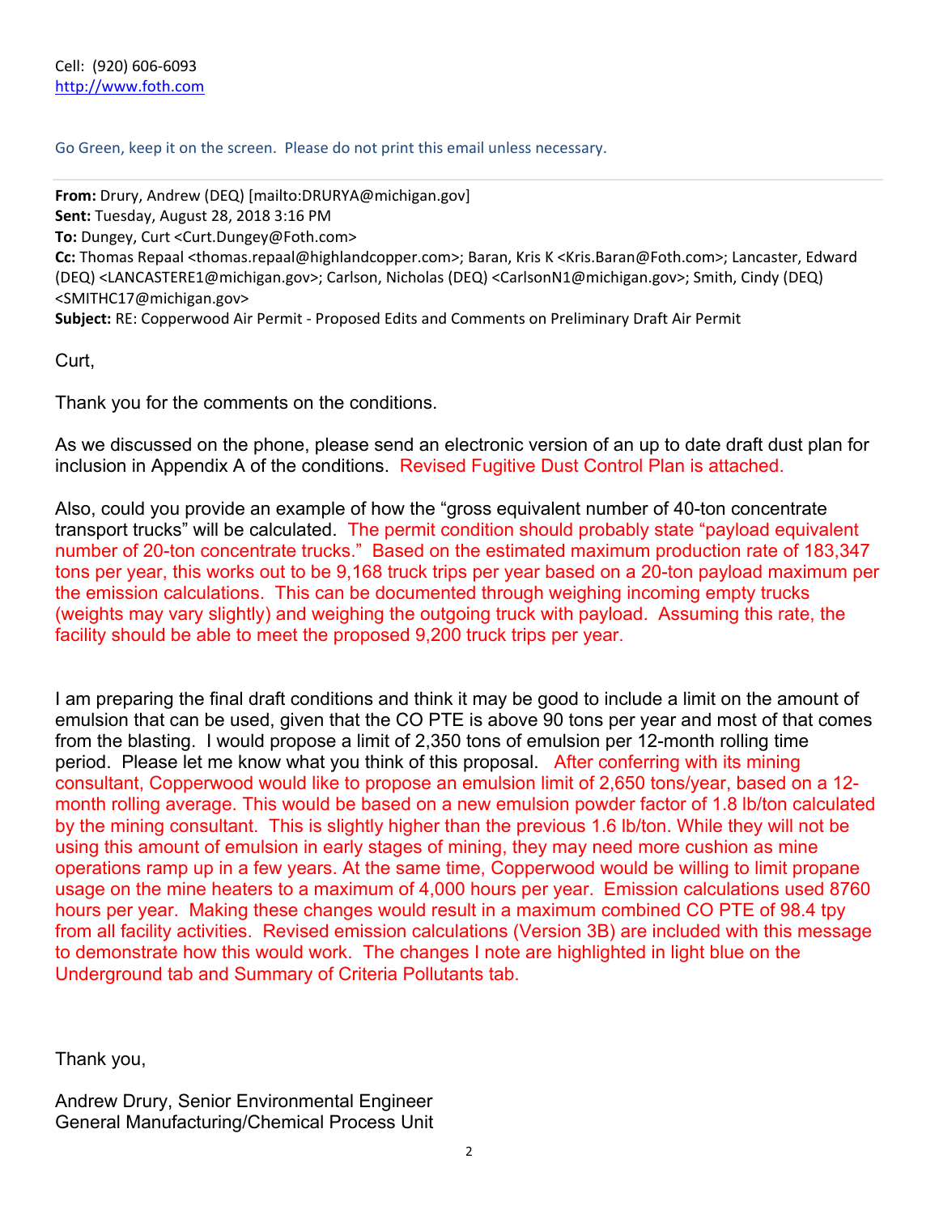Cell: (920) 606-6093
http://www.foth.com

Go Green, keep it on the screen. Please do not print this email unless necessary.

---

**From:** Drury, Andrew (DEQ) [mailto:DRURYA@michigan.gov]
**Sent:** Tuesday, August 28, 2018 3:16 PM
**To:** Dungey, Curt <Curt.Dungey@Foth.com>
**Cc:** Thomas Repaal <thomas.repaal@highlandcopper.com>; Baran, Kris K <Kris.Baran@Foth.com>; Lancaster, Edward (DEQ) <LANCASTERE1@michigan.gov>; Carlson, Nicholas (DEQ) <CarlsonN1@michigan.gov>; Smith, Cindy (DEQ) <SMITHC17@michigan.gov>
**Subject:** RE: Copperwood Air Permit - Proposed Edits and Comments on Preliminary Draft Air Permit

Curt,

Thank you for the comments on the conditions.

As we discussed on the phone, please send an electronic version of an up to date draft dust plan for inclusion in Appendix A of the conditions. Revised Fugitive Dust Control Plan is attached.

Also, could you provide an example of how the "gross equivalent number of 40-ton concentrate transport trucks" will be calculated. The permit condition should probably state "payload equivalent number of 20-ton concentrate trucks." Based on the estimated maximum production rate of 183,347 tons per year, this works out to be 9,168 truck trips per year based on a 20-ton payload maximum per the emission calculations. This can be documented through weighing incoming empty trucks (weights may vary slightly) and weighing the outgoing truck with payload. Assuming this rate, the facility should be able to meet the proposed 9,200 truck trips per year.

I am preparing the final draft conditions and think it may be good to include a limit on the amount of emulsion that can be used, given that the CO PTE is above 90 tons per year and most of that comes from the blasting. I would propose a limit of 2,350 tons of emulsion per 12-month rolling time period. Please let me know what you think of this proposal. After conferring with its mining consultant, Copperwood would like to propose an emulsion limit of 2,650 tons/year, based on a 12-month rolling average. This would be based on a new emulsion powder factor of 1.8 lb/ton calculated by the mining consultant. This is slightly higher than the previous 1.6 lb/ton. While they will not be using this amount of emulsion in early stages of mining, they may need more cushion as mine operations ramp up in a few years. At the same time, Copperwood would be willing to limit propane usage on the mine heaters to a maximum of 4,000 hours per year. Emission calculations used 8760 hours per year. Making these changes would result in a maximum combined CO PTE of 98.4 tpy from all facility activities. Revised emission calculations (Version 3B) are included with this message to demonstrate how this would work. The changes I note are highlighted in light blue on the Underground tab and Summary of Criteria Pollutants tab.

Thank you,

Andrew Drury, Senior Environmental Engineer
General Manufacturing/Chemical Process Unit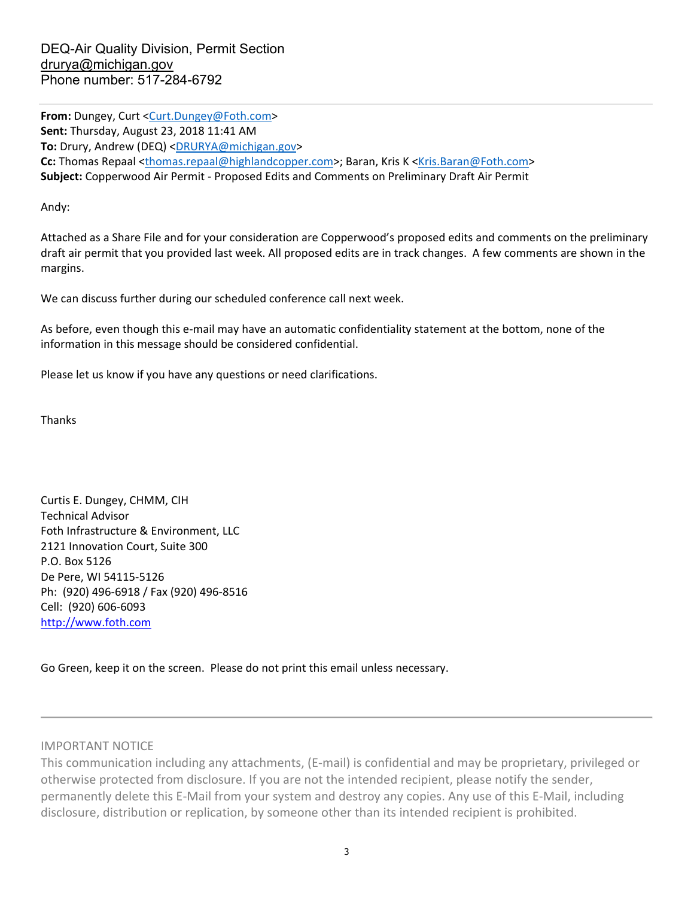DEQ-Air Quality Division, Permit Section
drurya@michigan.gov
Phone number: 517-284-6792

**From:** Dungey, Curt <Curt.Dungey@Foth.com>
**Sent:** Thursday, August 23, 2018 11:41 AM
**To:** Drury, Andrew (DEQ) <DRURYA@michigan.gov>
**Cc:** Thomas Repaal <thomas.repaal@highlandcopper.com>; Baran, Kris K <Kris.Baran@Foth.com>
**Subject:** Copperwood Air Permit - Proposed Edits and Comments on Preliminary Draft Air Permit

Andy:

Attached as a Share File and for your consideration are Copperwood's proposed edits and comments on the preliminary draft air permit that you provided last week. All proposed edits are in track changes. A few comments are shown in the margins.

We can discuss further during our scheduled conference call next week.

As before, even though this e-mail may have an automatic confidentiality statement at the bottom, none of the information in this message should be considered confidential.

Please let us know if you have any questions or need clarifications.

Thanks

Curtis E. Dungey, CHMM, CIH
Technical Advisor
Foth Infrastructure & Environment, LLC
2121 Innovation Court, Suite 300
P.O. Box 5126
De Pere, WI 54115-5126
Ph: (920) 496-6918 / Fax (920) 496-8516
Cell: (920) 606-6093
http://www.foth.com

Go Green, keep it on the screen. Please do not print this email unless necessary.

---

IMPORTANT NOTICE
This communication including any attachments, (E-mail) is confidential and may be proprietary, privileged or otherwise protected from disclosure. If you are not the intended recipient, please notify the sender, permanently delete this E-Mail from your system and destroy any copies. Any use of this E-Mail, including disclosure, distribution or replication, by someone other than its intended recipient is prohibited.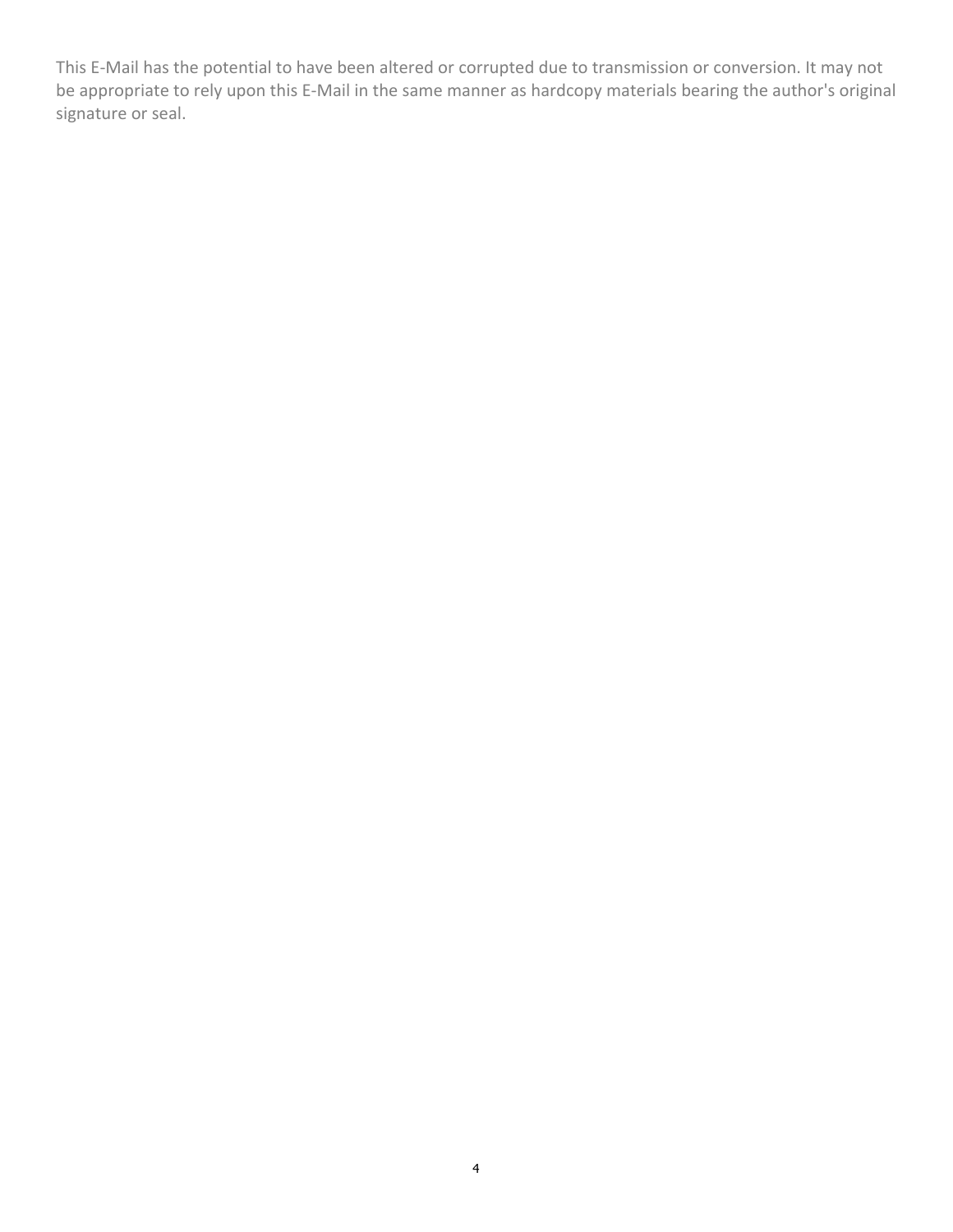This E-Mail has the potential to have been altered or corrupted due to transmission or conversion. It may not be appropriate to rely upon this E-Mail in the same manner as hardcopy materials bearing the author's original signature or seal.